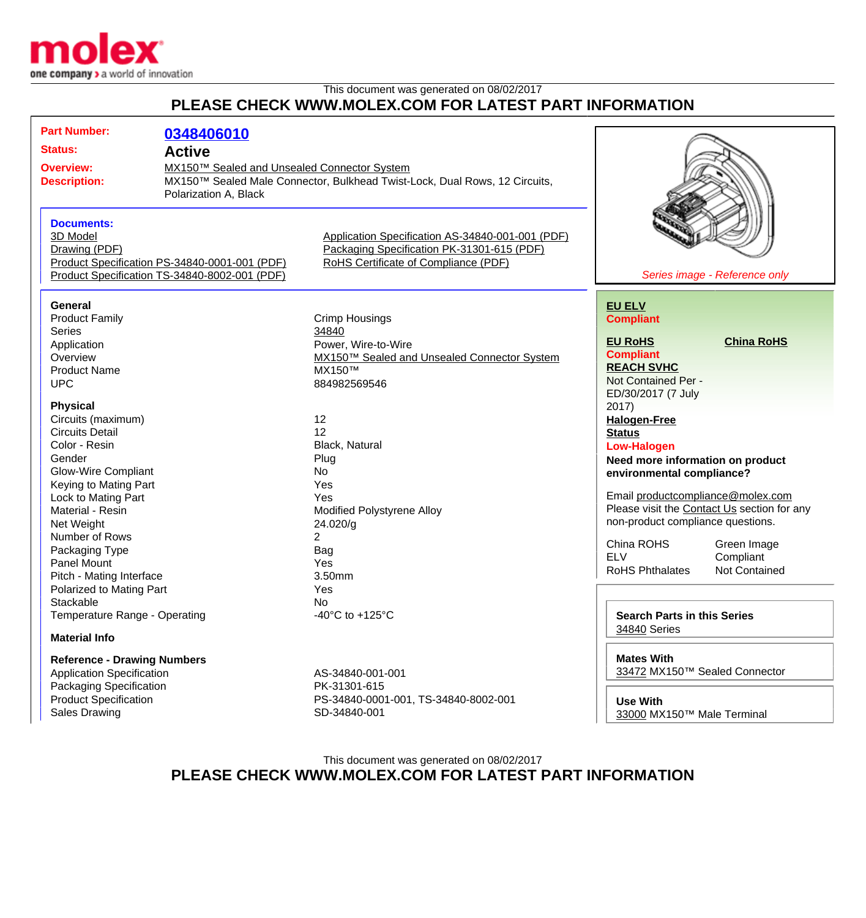# molex

one company > a world of innovation

This document was generated on 08/02/2017

**PLEASE CHECK WWW.MOLEX.COM FOR LATEST PART INFORMATION**

| | |
|---|---|
| **Part Number:** | **0348406010** |
| **Status:** | **Active** |
| **Overview:** | MX150™ Sealed and Unsealed Connector System |
| **Description:** | MX150™ Sealed Male Connector, Bulkhead Twist-Lock, Dual Rows, 12 Circuits, Polarization A, Black |

**Documents:**

- 3D Model
- Drawing (PDF)
- Product Specification PS-34840-0001-001 (PDF)
- Product Specification TS-34840-8002-001 (PDF)
- Application Specification AS-34840-001-001 (PDF)
- Packaging Specification PK-31301-615 (PDF)
- RoHS Certificate of Compliance (PDF)

*Series image - Reference only*

### General

| | |
|---|---|
| Product Family | Crimp Housings |
| Series | 34840 |
| Application | Power, Wire-to-Wire |
| Overview | MX150™ Sealed and Unsealed Connector System |
| Product Name | MX150™ |
| UPC | 884982569546 |

### Physical

| | |
|---|---|
| Circuits (maximum) | 12 |
| Circuits Detail | 12 |
| Color - Resin | Black, Natural |
| Gender | Plug |
| Glow-Wire Compliant | No |
| Keying to Mating Part | Yes |
| Lock to Mating Part | Yes |
| Material - Resin | Modified Polystyrene Alloy |
| Net Weight | 24.020/g |
| Number of Rows | 2 |
| Packaging Type | Bag |
| Panel Mount | Yes |
| Pitch - Mating Interface | 3.50mm |
| Polarized to Mating Part | Yes |
| Stackable | No |
| Temperature Range - Operating | -40°C to +125°C |

### Material Info

### Reference - Drawing Numbers

| | |
|---|---|
| Application Specification | AS-34840-001-001 |
| Packaging Specification | PK-31301-615 |
| Product Specification | PS-34840-0001-001, TS-34840-8002-001 |
| Sales Drawing | SD-34840-001 |

**EU ELV**
**Compliant**

**EU RoHS**
**Compliant**

**China RoHS**

**REACH SVHC**
Not Contained Per - ED/30/2017 (7 July 2017)

**Halogen-Free Status**
**Low-Halogen**

**Need more information on product environmental compliance?**

Email productcompliance@molex.com
Please visit the Contact Us section for any non-product compliance questions.

| | |
|---|---|
| China ROHS | Green Image |
| ELV | Compliant |
| RoHS Phthalates | Not Contained |

**Search Parts in this Series**
34840 Series

**Mates With**
33472 MX150™ Sealed Connector

**Use With**
33000 MX150™ Male Terminal

This document was generated on 08/02/2017

**PLEASE CHECK WWW.MOLEX.COM FOR LATEST PART INFORMATION**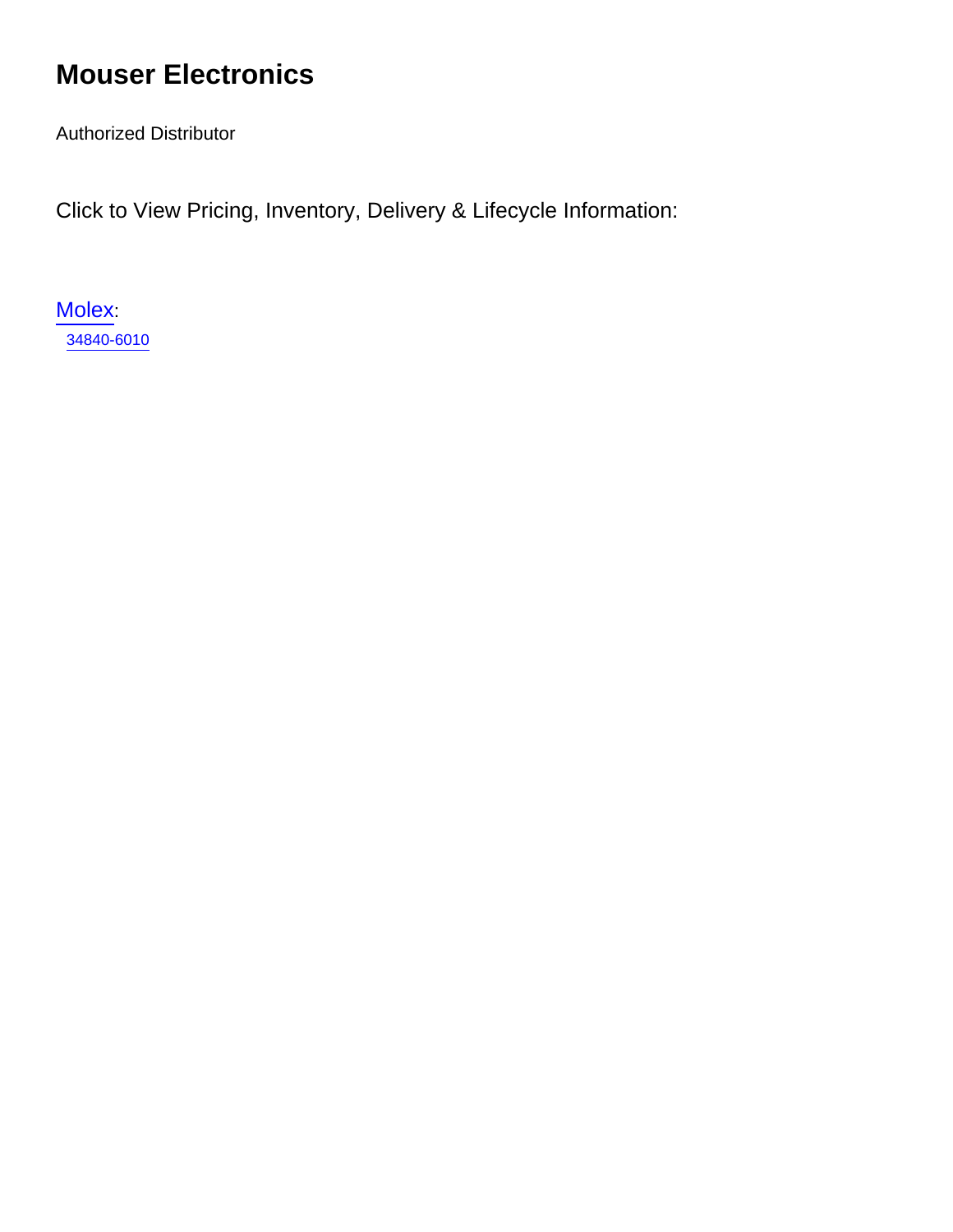# Mouser Electronics

Authorized Distributor

Click to View Pricing, Inventory, Delivery & Lifecycle Information:

Molex:

34840-6010